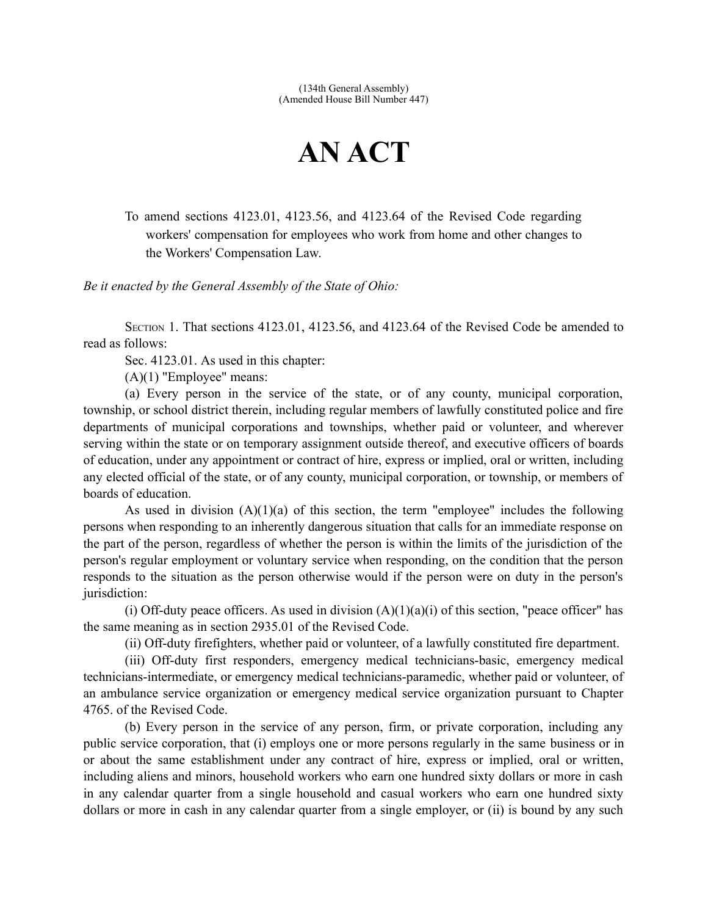(134th General Assembly)
(Amended House Bill Number 447)

# AN ACT

To amend sections 4123.01, 4123.56, and 4123.64 of the Revised Code regarding workers' compensation for employees who work from home and other changes to the Workers' Compensation Law.

*Be it enacted by the General Assembly of the State of Ohio:*

SECTION 1. That sections 4123.01, 4123.56, and 4123.64 of the Revised Code be amended to read as follows:

Sec. 4123.01. As used in this chapter:

(A)(1) "Employee" means:

(a) Every person in the service of the state, or of any county, municipal corporation, township, or school district therein, including regular members of lawfully constituted police and fire departments of municipal corporations and townships, whether paid or volunteer, and wherever serving within the state or on temporary assignment outside thereof, and executive officers of boards of education, under any appointment or contract of hire, express or implied, oral or written, including any elected official of the state, or of any county, municipal corporation, or township, or members of boards of education.

As used in division (A)(1)(a) of this section, the term "employee" includes the following persons when responding to an inherently dangerous situation that calls for an immediate response on the part of the person, regardless of whether the person is within the limits of the jurisdiction of the person's regular employment or voluntary service when responding, on the condition that the person responds to the situation as the person otherwise would if the person were on duty in the person's jurisdiction:

(i) Off-duty peace officers. As used in division (A)(1)(a)(i) of this section, "peace officer" has the same meaning as in section 2935.01 of the Revised Code.

(ii) Off-duty firefighters, whether paid or volunteer, of a lawfully constituted fire department.

(iii) Off-duty first responders, emergency medical technicians-basic, emergency medical technicians-intermediate, or emergency medical technicians-paramedic, whether paid or volunteer, of an ambulance service organization or emergency medical service organization pursuant to Chapter 4765. of the Revised Code.

(b) Every person in the service of any person, firm, or private corporation, including any public service corporation, that (i) employs one or more persons regularly in the same business or in or about the same establishment under any contract of hire, express or implied, oral or written, including aliens and minors, household workers who earn one hundred sixty dollars or more in cash in any calendar quarter from a single household and casual workers who earn one hundred sixty dollars or more in cash in any calendar quarter from a single employer, or (ii) is bound by any such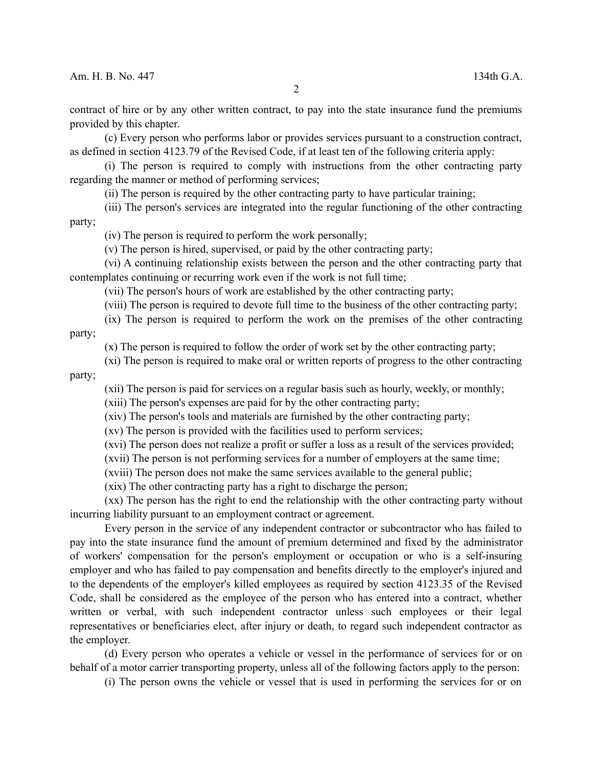contract of hire or by any other written contract, to pay into the state insurance fund the premiums provided by this chapter.

(c) Every person who performs labor or provides services pursuant to a construction contract, as defined in section 4123.79 of the Revised Code, if at least ten of the following criteria apply:

(i) The person is required to comply with instructions from the other contracting party regarding the manner or method of performing services;

(ii) The person is required by the other contracting party to have particular training;

(iii) The person's services are integrated into the regular functioning of the other contracting party;

(iv) The person is required to perform the work personally;

(v) The person is hired, supervised, or paid by the other contracting party;

(vi) A continuing relationship exists between the person and the other contracting party that contemplates continuing or recurring work even if the work is not full time;

(vii) The person's hours of work are established by the other contracting party;

(viii) The person is required to devote full time to the business of the other contracting party;

(ix) The person is required to perform the work on the premises of the other contracting party;

(x) The person is required to follow the order of work set by the other contracting party;

(xi) The person is required to make oral or written reports of progress to the other contracting party;

(xii) The person is paid for services on a regular basis such as hourly, weekly, or monthly;

(xiii) The person's expenses are paid for by the other contracting party;

(xiv) The person's tools and materials are furnished by the other contracting party;

(xv) The person is provided with the facilities used to perform services;

(xvi) The person does not realize a profit or suffer a loss as a result of the services provided;

(xvii) The person is not performing services for a number of employers at the same time;

(xviii) The person does not make the same services available to the general public;

(xix) The other contracting party has a right to discharge the person;

(xx) The person has the right to end the relationship with the other contracting party without incurring liability pursuant to an employment contract or agreement.

Every person in the service of any independent contractor or subcontractor who has failed to pay into the state insurance fund the amount of premium determined and fixed by the administrator of workers' compensation for the person's employment or occupation or who is a self-insuring employer and who has failed to pay compensation and benefits directly to the employer's injured and to the dependents of the employer's killed employees as required by section 4123.35 of the Revised Code, shall be considered as the employee of the person who has entered into a contract, whether written or verbal, with such independent contractor unless such employees or their legal representatives or beneficiaries elect, after injury or death, to regard such independent contractor as the employer.

(d) Every person who operates a vehicle or vessel in the performance of services for or on behalf of a motor carrier transporting property, unless all of the following factors apply to the person:

(i) The person owns the vehicle or vessel that is used in performing the services for or on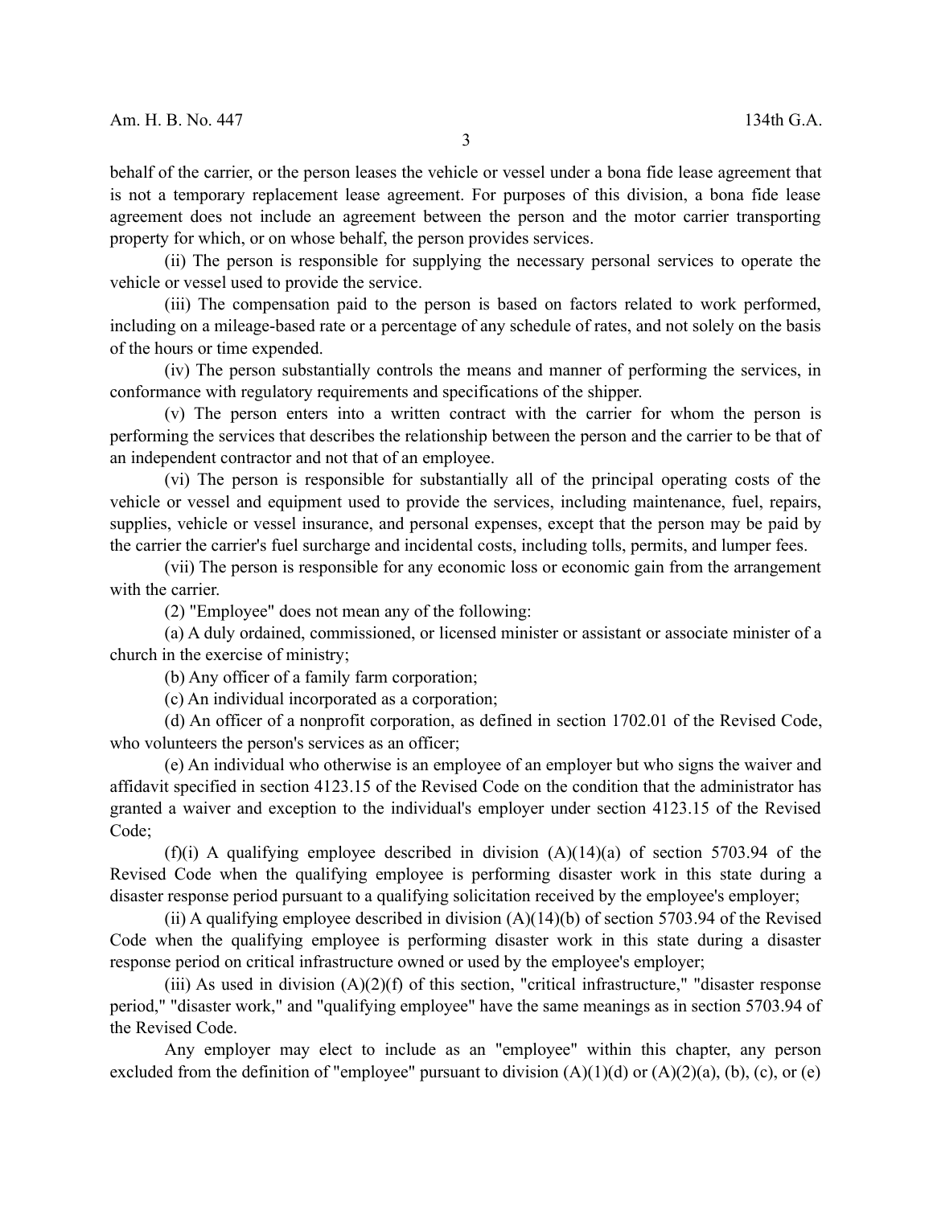behalf of the carrier, or the person leases the vehicle or vessel under a bona fide lease agreement that is not a temporary replacement lease agreement. For purposes of this division, a bona fide lease agreement does not include an agreement between the person and the motor carrier transporting property for which, or on whose behalf, the person provides services.

(ii) The person is responsible for supplying the necessary personal services to operate the vehicle or vessel used to provide the service.

(iii) The compensation paid to the person is based on factors related to work performed, including on a mileage-based rate or a percentage of any schedule of rates, and not solely on the basis of the hours or time expended.

(iv) The person substantially controls the means and manner of performing the services, in conformance with regulatory requirements and specifications of the shipper.

(v) The person enters into a written contract with the carrier for whom the person is performing the services that describes the relationship between the person and the carrier to be that of an independent contractor and not that of an employee.

(vi) The person is responsible for substantially all of the principal operating costs of the vehicle or vessel and equipment used to provide the services, including maintenance, fuel, repairs, supplies, vehicle or vessel insurance, and personal expenses, except that the person may be paid by the carrier the carrier's fuel surcharge and incidental costs, including tolls, permits, and lumper fees.

(vii) The person is responsible for any economic loss or economic gain from the arrangement with the carrier.

(2) "Employee" does not mean any of the following:

(a) A duly ordained, commissioned, or licensed minister or assistant or associate minister of a church in the exercise of ministry;

(b) Any officer of a family farm corporation;

(c) An individual incorporated as a corporation;

(d) An officer of a nonprofit corporation, as defined in section 1702.01 of the Revised Code, who volunteers the person's services as an officer;

(e) An individual who otherwise is an employee of an employer but who signs the waiver and affidavit specified in section 4123.15 of the Revised Code on the condition that the administrator has granted a waiver and exception to the individual's employer under section 4123.15 of the Revised Code;

(f)(i) A qualifying employee described in division (A)(14)(a) of section 5703.94 of the Revised Code when the qualifying employee is performing disaster work in this state during a disaster response period pursuant to a qualifying solicitation received by the employee's employer;

(ii) A qualifying employee described in division (A)(14)(b) of section 5703.94 of the Revised Code when the qualifying employee is performing disaster work in this state during a disaster response period on critical infrastructure owned or used by the employee's employer;

(iii) As used in division (A)(2)(f) of this section, "critical infrastructure," "disaster response period," "disaster work," and "qualifying employee" have the same meanings as in section 5703.94 of the Revised Code.

Any employer may elect to include as an "employee" within this chapter, any person excluded from the definition of "employee" pursuant to division (A)(1)(d) or (A)(2)(a), (b), (c), or (e)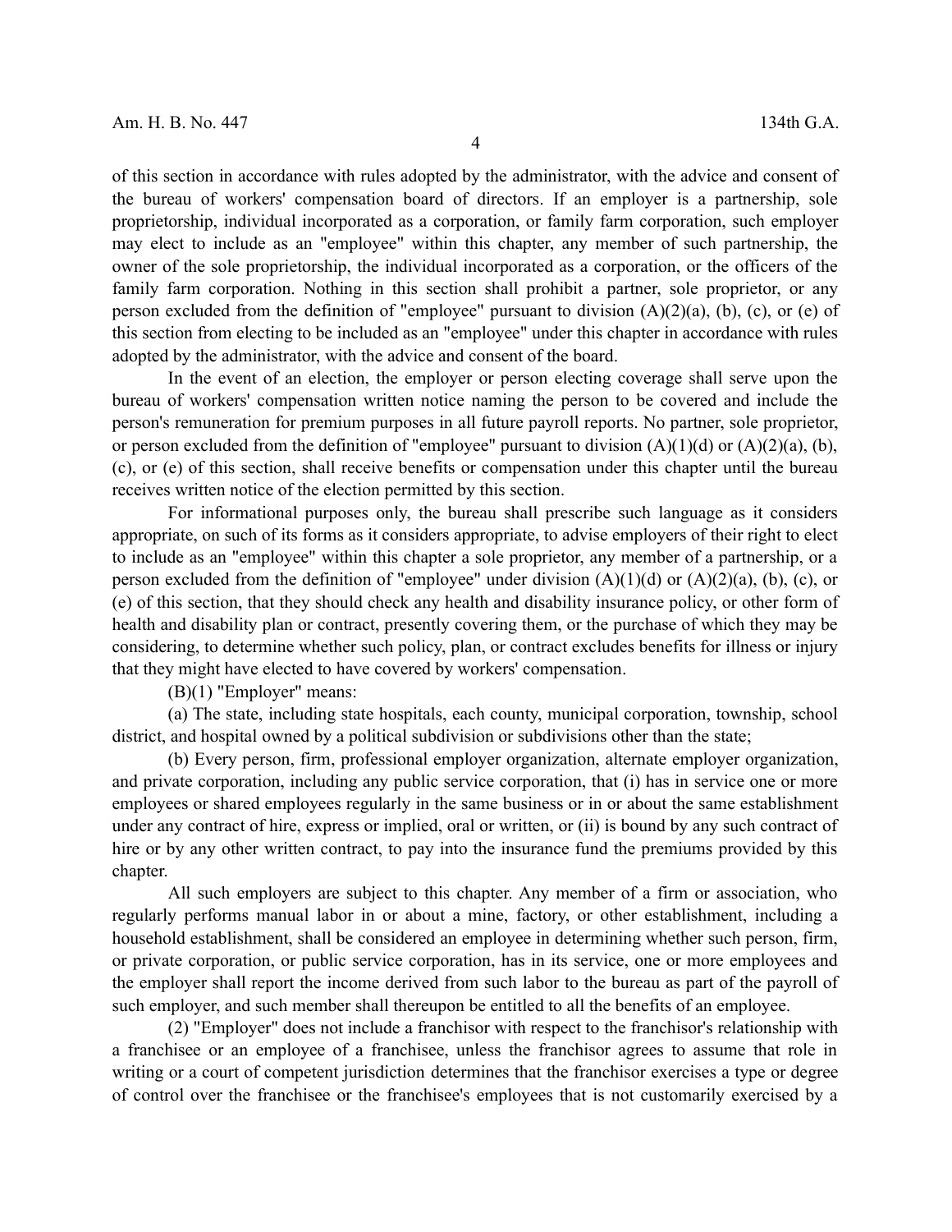of this section in accordance with rules adopted by the administrator, with the advice and consent of the bureau of workers' compensation board of directors. If an employer is a partnership, sole proprietorship, individual incorporated as a corporation, or family farm corporation, such employer may elect to include as an "employee" within this chapter, any member of such partnership, the owner of the sole proprietorship, the individual incorporated as a corporation, or the officers of the family farm corporation. Nothing in this section shall prohibit a partner, sole proprietor, or any person excluded from the definition of "employee" pursuant to division (A)(2)(a), (b), (c), or (e) of this section from electing to be included as an "employee" under this chapter in accordance with rules adopted by the administrator, with the advice and consent of the board.

In the event of an election, the employer or person electing coverage shall serve upon the bureau of workers' compensation written notice naming the person to be covered and include the person's remuneration for premium purposes in all future payroll reports. No partner, sole proprietor, or person excluded from the definition of "employee" pursuant to division (A)(1)(d) or (A)(2)(a), (b), (c), or (e) of this section, shall receive benefits or compensation under this chapter until the bureau receives written notice of the election permitted by this section.

For informational purposes only, the bureau shall prescribe such language as it considers appropriate, on such of its forms as it considers appropriate, to advise employers of their right to elect to include as an "employee" within this chapter a sole proprietor, any member of a partnership, or a person excluded from the definition of "employee" under division (A)(1)(d) or (A)(2)(a), (b), (c), or (e) of this section, that they should check any health and disability insurance policy, or other form of health and disability plan or contract, presently covering them, or the purchase of which they may be considering, to determine whether such policy, plan, or contract excludes benefits for illness or injury that they might have elected to have covered by workers' compensation.

(B)(1) "Employer" means:

(a) The state, including state hospitals, each county, municipal corporation, township, school district, and hospital owned by a political subdivision or subdivisions other than the state;

(b) Every person, firm, professional employer organization, alternate employer organization, and private corporation, including any public service corporation, that (i) has in service one or more employees or shared employees regularly in the same business or in or about the same establishment under any contract of hire, express or implied, oral or written, or (ii) is bound by any such contract of hire or by any other written contract, to pay into the insurance fund the premiums provided by this chapter.

All such employers are subject to this chapter. Any member of a firm or association, who regularly performs manual labor in or about a mine, factory, or other establishment, including a household establishment, shall be considered an employee in determining whether such person, firm, or private corporation, or public service corporation, has in its service, one or more employees and the employer shall report the income derived from such labor to the bureau as part of the payroll of such employer, and such member shall thereupon be entitled to all the benefits of an employee.

(2) "Employer" does not include a franchisor with respect to the franchisor's relationship with a franchisee or an employee of a franchisee, unless the franchisor agrees to assume that role in writing or a court of competent jurisdiction determines that the franchisor exercises a type or degree of control over the franchisee or the franchisee's employees that is not customarily exercised by a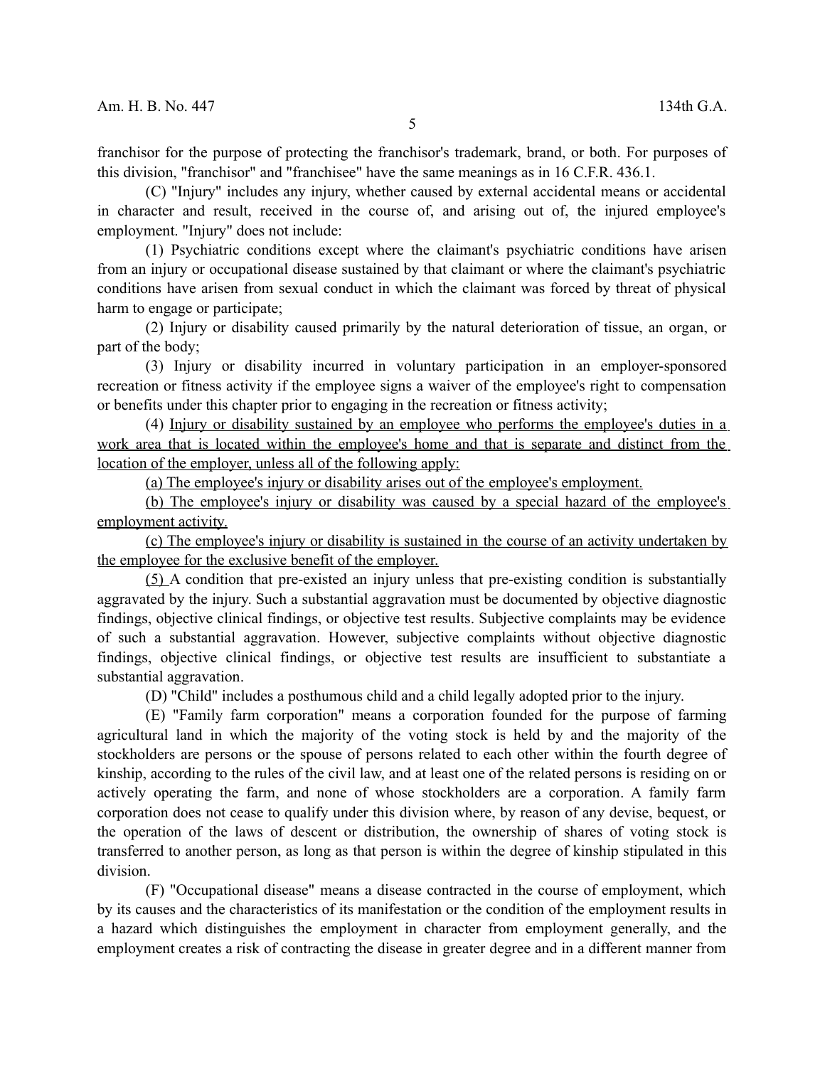franchisor for the purpose of protecting the franchisor's trademark, brand, or both. For purposes of this division, "franchisor" and "franchisee" have the same meanings as in 16 C.F.R. 436.1.

(C) "Injury" includes any injury, whether caused by external accidental means or accidental in character and result, received in the course of, and arising out of, the injured employee's employment. "Injury" does not include:

(1) Psychiatric conditions except where the claimant's psychiatric conditions have arisen from an injury or occupational disease sustained by that claimant or where the claimant's psychiatric conditions have arisen from sexual conduct in which the claimant was forced by threat of physical harm to engage or participate;

(2) Injury or disability caused primarily by the natural deterioration of tissue, an organ, or part of the body;

(3) Injury or disability incurred in voluntary participation in an employer-sponsored recreation or fitness activity if the employee signs a waiver of the employee's right to compensation or benefits under this chapter prior to engaging in the recreation or fitness activity;

(4) <u>Injury or disability sustained by an employee who performs the employee's duties in a work area that is located within the employee's home and that is separate and distinct from the location of the employer, unless all of the following apply:</u>

<u>(a) The employee's injury or disability arises out of the employee's employment.</u>

<u>(b) The employee's injury or disability was caused by a special hazard of the employee's employment activity.</u>

<u>(c) The employee's injury or disability is sustained in the course of an activity undertaken by the employee for the exclusive benefit of the employer.</u>

<u>(5)</u> A condition that pre-existed an injury unless that pre-existing condition is substantially aggravated by the injury. Such a substantial aggravation must be documented by objective diagnostic findings, objective clinical findings, or objective test results. Subjective complaints may be evidence of such a substantial aggravation. However, subjective complaints without objective diagnostic findings, objective clinical findings, or objective test results are insufficient to substantiate a substantial aggravation.

(D) "Child" includes a posthumous child and a child legally adopted prior to the injury.

(E) "Family farm corporation" means a corporation founded for the purpose of farming agricultural land in which the majority of the voting stock is held by and the majority of the stockholders are persons or the spouse of persons related to each other within the fourth degree of kinship, according to the rules of the civil law, and at least one of the related persons is residing on or actively operating the farm, and none of whose stockholders are a corporation. A family farm corporation does not cease to qualify under this division where, by reason of any devise, bequest, or the operation of the laws of descent or distribution, the ownership of shares of voting stock is transferred to another person, as long as that person is within the degree of kinship stipulated in this division.

(F) "Occupational disease" means a disease contracted in the course of employment, which by its causes and the characteristics of its manifestation or the condition of the employment results in a hazard which distinguishes the employment in character from employment generally, and the employment creates a risk of contracting the disease in greater degree and in a different manner from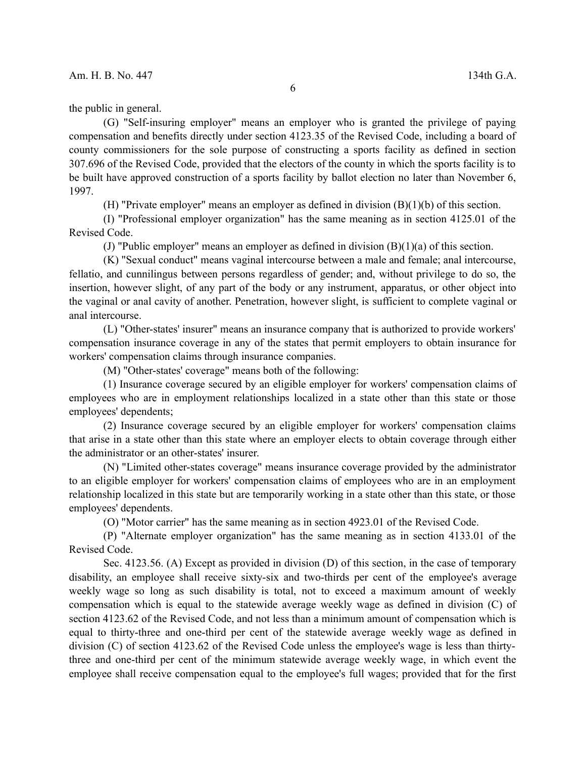the public in general.

(G) "Self-insuring employer" means an employer who is granted the privilege of paying compensation and benefits directly under section 4123.35 of the Revised Code, including a board of county commissioners for the sole purpose of constructing a sports facility as defined in section 307.696 of the Revised Code, provided that the electors of the county in which the sports facility is to be built have approved construction of a sports facility by ballot election no later than November 6, 1997.

(H) "Private employer" means an employer as defined in division (B)(1)(b) of this section.

(I) "Professional employer organization" has the same meaning as in section 4125.01 of the Revised Code.

(J) "Public employer" means an employer as defined in division (B)(1)(a) of this section.

(K) "Sexual conduct" means vaginal intercourse between a male and female; anal intercourse, fellatio, and cunnilingus between persons regardless of gender; and, without privilege to do so, the insertion, however slight, of any part of the body or any instrument, apparatus, or other object into the vaginal or anal cavity of another. Penetration, however slight, is sufficient to complete vaginal or anal intercourse.

(L) "Other-states' insurer" means an insurance company that is authorized to provide workers' compensation insurance coverage in any of the states that permit employers to obtain insurance for workers' compensation claims through insurance companies.

(M) "Other-states' coverage" means both of the following:

(1) Insurance coverage secured by an eligible employer for workers' compensation claims of employees who are in employment relationships localized in a state other than this state or those employees' dependents;

(2) Insurance coverage secured by an eligible employer for workers' compensation claims that arise in a state other than this state where an employer elects to obtain coverage through either the administrator or an other-states' insurer.

(N) "Limited other-states coverage" means insurance coverage provided by the administrator to an eligible employer for workers' compensation claims of employees who are in an employment relationship localized in this state but are temporarily working in a state other than this state, or those employees' dependents.

(O) "Motor carrier" has the same meaning as in section 4923.01 of the Revised Code.

(P) "Alternate employer organization" has the same meaning as in section 4133.01 of the Revised Code.

Sec. 4123.56. (A) Except as provided in division (D) of this section, in the case of temporary disability, an employee shall receive sixty-six and two-thirds per cent of the employee's average weekly wage so long as such disability is total, not to exceed a maximum amount of weekly compensation which is equal to the statewide average weekly wage as defined in division (C) of section 4123.62 of the Revised Code, and not less than a minimum amount of compensation which is equal to thirty-three and one-third per cent of the statewide average weekly wage as defined in division (C) of section 4123.62 of the Revised Code unless the employee's wage is less than thirty-three and one-third per cent of the minimum statewide average weekly wage, in which event the employee shall receive compensation equal to the employee's full wages; provided that for the first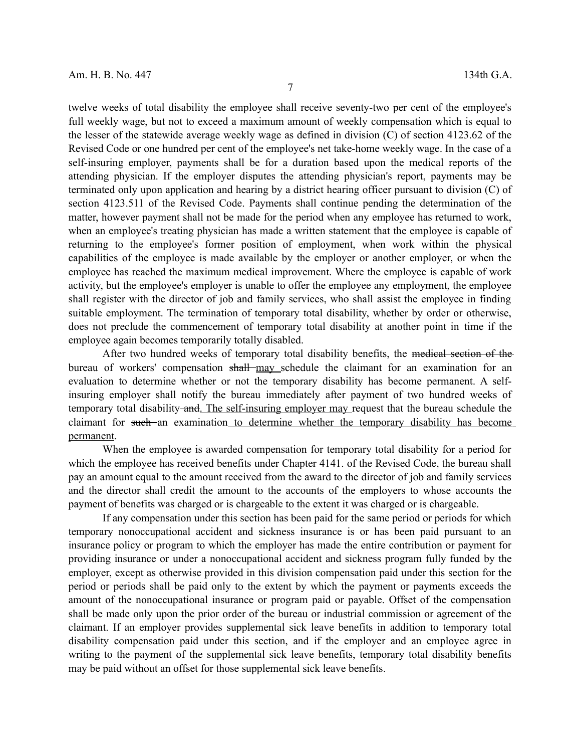twelve weeks of total disability the employee shall receive seventy-two per cent of the employee's full weekly wage, but not to exceed a maximum amount of weekly compensation which is equal to the lesser of the statewide average weekly wage as defined in division (C) of section 4123.62 of the Revised Code or one hundred per cent of the employee's net take-home weekly wage. In the case of a self-insuring employer, payments shall be for a duration based upon the medical reports of the attending physician. If the employer disputes the attending physician's report, payments may be terminated only upon application and hearing by a district hearing officer pursuant to division (C) of section 4123.511 of the Revised Code. Payments shall continue pending the determination of the matter, however payment shall not be made for the period when any employee has returned to work, when an employee's treating physician has made a written statement that the employee is capable of returning to the employee's former position of employment, when work within the physical capabilities of the employee is made available by the employer or another employer, or when the employee has reached the maximum medical improvement. Where the employee is capable of work activity, but the employee's employer is unable to offer the employee any employment, the employee shall register with the director of job and family services, who shall assist the employee in finding suitable employment. The termination of temporary total disability, whether by order or otherwise, does not preclude the commencement of temporary total disability at another point in time if the employee again becomes temporarily totally disabled.

After two hundred weeks of temporary total disability benefits, the ~~medical section of the~~ bureau of workers' compensation ~~shall~~ <u>may</u> schedule the claimant for an examination for an evaluation to determine whether or not the temporary disability has become permanent. A self-insuring employer shall notify the bureau immediately after payment of two hundred weeks of temporary total disability ~~and~~<u>. The self-insuring employer may</u> request that the bureau schedule the claimant for ~~such~~ an examination <u>to determine whether the temporary disability has become permanent</u>.

When the employee is awarded compensation for temporary total disability for a period for which the employee has received benefits under Chapter 4141. of the Revised Code, the bureau shall pay an amount equal to the amount received from the award to the director of job and family services and the director shall credit the amount to the accounts of the employers to whose accounts the payment of benefits was charged or is chargeable to the extent it was charged or is chargeable.

If any compensation under this section has been paid for the same period or periods for which temporary nonoccupational accident and sickness insurance is or has been paid pursuant to an insurance policy or program to which the employer has made the entire contribution or payment for providing insurance or under a nonoccupational accident and sickness program fully funded by the employer, except as otherwise provided in this division compensation paid under this section for the period or periods shall be paid only to the extent by which the payment or payments exceeds the amount of the nonoccupational insurance or program paid or payable. Offset of the compensation shall be made only upon the prior order of the bureau or industrial commission or agreement of the claimant. If an employer provides supplemental sick leave benefits in addition to temporary total disability compensation paid under this section, and if the employer and an employee agree in writing to the payment of the supplemental sick leave benefits, temporary total disability benefits may be paid without an offset for those supplemental sick leave benefits.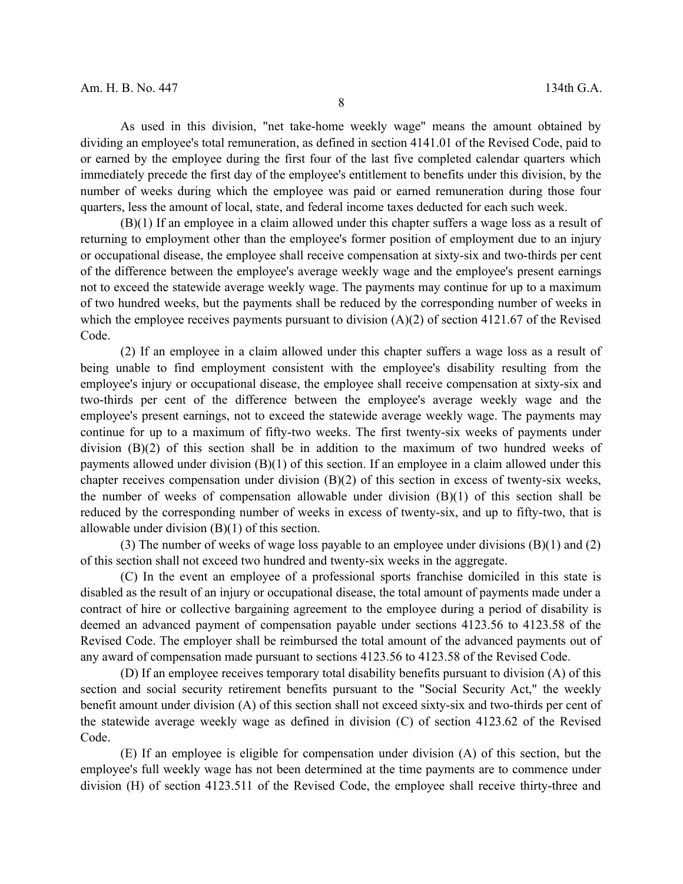As used in this division, "net take-home weekly wage" means the amount obtained by dividing an employee's total remuneration, as defined in section 4141.01 of the Revised Code, paid to or earned by the employee during the first four of the last five completed calendar quarters which immediately precede the first day of the employee's entitlement to benefits under this division, by the number of weeks during which the employee was paid or earned remuneration during those four quarters, less the amount of local, state, and federal income taxes deducted for each such week.

(B)(1) If an employee in a claim allowed under this chapter suffers a wage loss as a result of returning to employment other than the employee's former position of employment due to an injury or occupational disease, the employee shall receive compensation at sixty-six and two-thirds per cent of the difference between the employee's average weekly wage and the employee's present earnings not to exceed the statewide average weekly wage. The payments may continue for up to a maximum of two hundred weeks, but the payments shall be reduced by the corresponding number of weeks in which the employee receives payments pursuant to division (A)(2) of section 4121.67 of the Revised Code.

(2) If an employee in a claim allowed under this chapter suffers a wage loss as a result of being unable to find employment consistent with the employee's disability resulting from the employee's injury or occupational disease, the employee shall receive compensation at sixty-six and two-thirds per cent of the difference between the employee's average weekly wage and the employee's present earnings, not to exceed the statewide average weekly wage. The payments may continue for up to a maximum of fifty-two weeks. The first twenty-six weeks of payments under division (B)(2) of this section shall be in addition to the maximum of two hundred weeks of payments allowed under division (B)(1) of this section. If an employee in a claim allowed under this chapter receives compensation under division (B)(2) of this section in excess of twenty-six weeks, the number of weeks of compensation allowable under division (B)(1) of this section shall be reduced by the corresponding number of weeks in excess of twenty-six, and up to fifty-two, that is allowable under division (B)(1) of this section.

(3) The number of weeks of wage loss payable to an employee under divisions (B)(1) and (2) of this section shall not exceed two hundred and twenty-six weeks in the aggregate.

(C) In the event an employee of a professional sports franchise domiciled in this state is disabled as the result of an injury or occupational disease, the total amount of payments made under a contract of hire or collective bargaining agreement to the employee during a period of disability is deemed an advanced payment of compensation payable under sections 4123.56 to 4123.58 of the Revised Code. The employer shall be reimbursed the total amount of the advanced payments out of any award of compensation made pursuant to sections 4123.56 to 4123.58 of the Revised Code.

(D) If an employee receives temporary total disability benefits pursuant to division (A) of this section and social security retirement benefits pursuant to the "Social Security Act," the weekly benefit amount under division (A) of this section shall not exceed sixty-six and two-thirds per cent of the statewide average weekly wage as defined in division (C) of section 4123.62 of the Revised Code.

(E) If an employee is eligible for compensation under division (A) of this section, but the employee's full weekly wage has not been determined at the time payments are to commence under division (H) of section 4123.511 of the Revised Code, the employee shall receive thirty-three and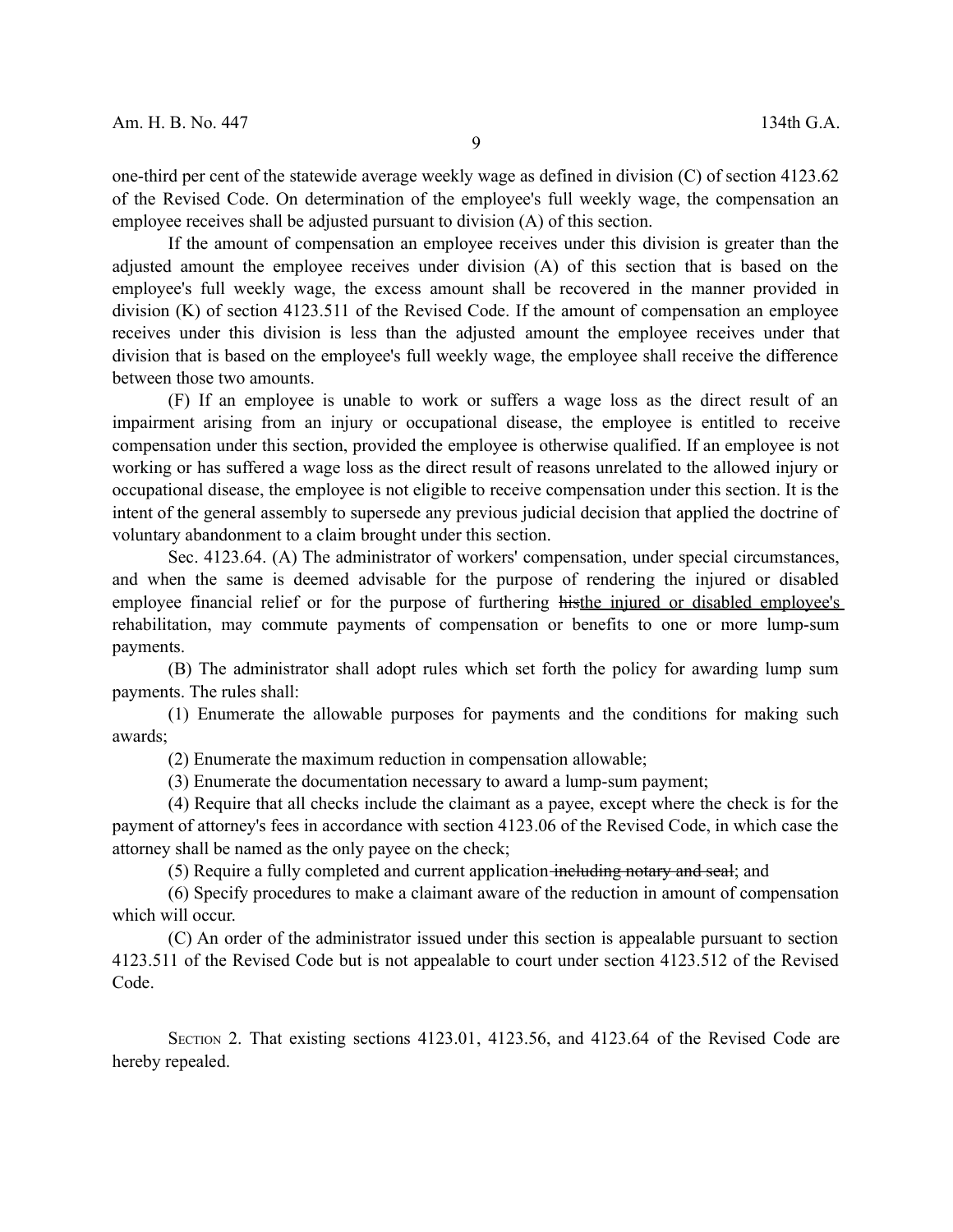one-third per cent of the statewide average weekly wage as defined in division (C) of section 4123.62 of the Revised Code. On determination of the employee's full weekly wage, the compensation an employee receives shall be adjusted pursuant to division (A) of this section.

If the amount of compensation an employee receives under this division is greater than the adjusted amount the employee receives under division (A) of this section that is based on the employee's full weekly wage, the excess amount shall be recovered in the manner provided in division (K) of section 4123.511 of the Revised Code. If the amount of compensation an employee receives under this division is less than the adjusted amount the employee receives under that division that is based on the employee's full weekly wage, the employee shall receive the difference between those two amounts.

(F) If an employee is unable to work or suffers a wage loss as the direct result of an impairment arising from an injury or occupational disease, the employee is entitled to receive compensation under this section, provided the employee is otherwise qualified. If an employee is not working or has suffered a wage loss as the direct result of reasons unrelated to the allowed injury or occupational disease, the employee is not eligible to receive compensation under this section. It is the intent of the general assembly to supersede any previous judicial decision that applied the doctrine of voluntary abandonment to a claim brought under this section.

Sec. 4123.64. (A) The administrator of workers' compensation, under special circumstances, and when the same is deemed advisable for the purpose of rendering the injured or disabled employee financial relief or for the purpose of furthering ~~his~~<u>the injured or disabled employee's</u> rehabilitation, may commute payments of compensation or benefits to one or more lump-sum payments.

(B) The administrator shall adopt rules which set forth the policy for awarding lump sum payments. The rules shall:

(1) Enumerate the allowable purposes for payments and the conditions for making such awards;

(2) Enumerate the maximum reduction in compensation allowable;

(3) Enumerate the documentation necessary to award a lump-sum payment;

(4) Require that all checks include the claimant as a payee, except where the check is for the payment of attorney's fees in accordance with section 4123.06 of the Revised Code, in which case the attorney shall be named as the only payee on the check;

(5) Require a fully completed and current application~~ including notary and seal~~; and

(6) Specify procedures to make a claimant aware of the reduction in amount of compensation which will occur.

(C) An order of the administrator issued under this section is appealable pursuant to section 4123.511 of the Revised Code but is not appealable to court under section 4123.512 of the Revised Code.

SECTION 2. That existing sections 4123.01, 4123.56, and 4123.64 of the Revised Code are hereby repealed.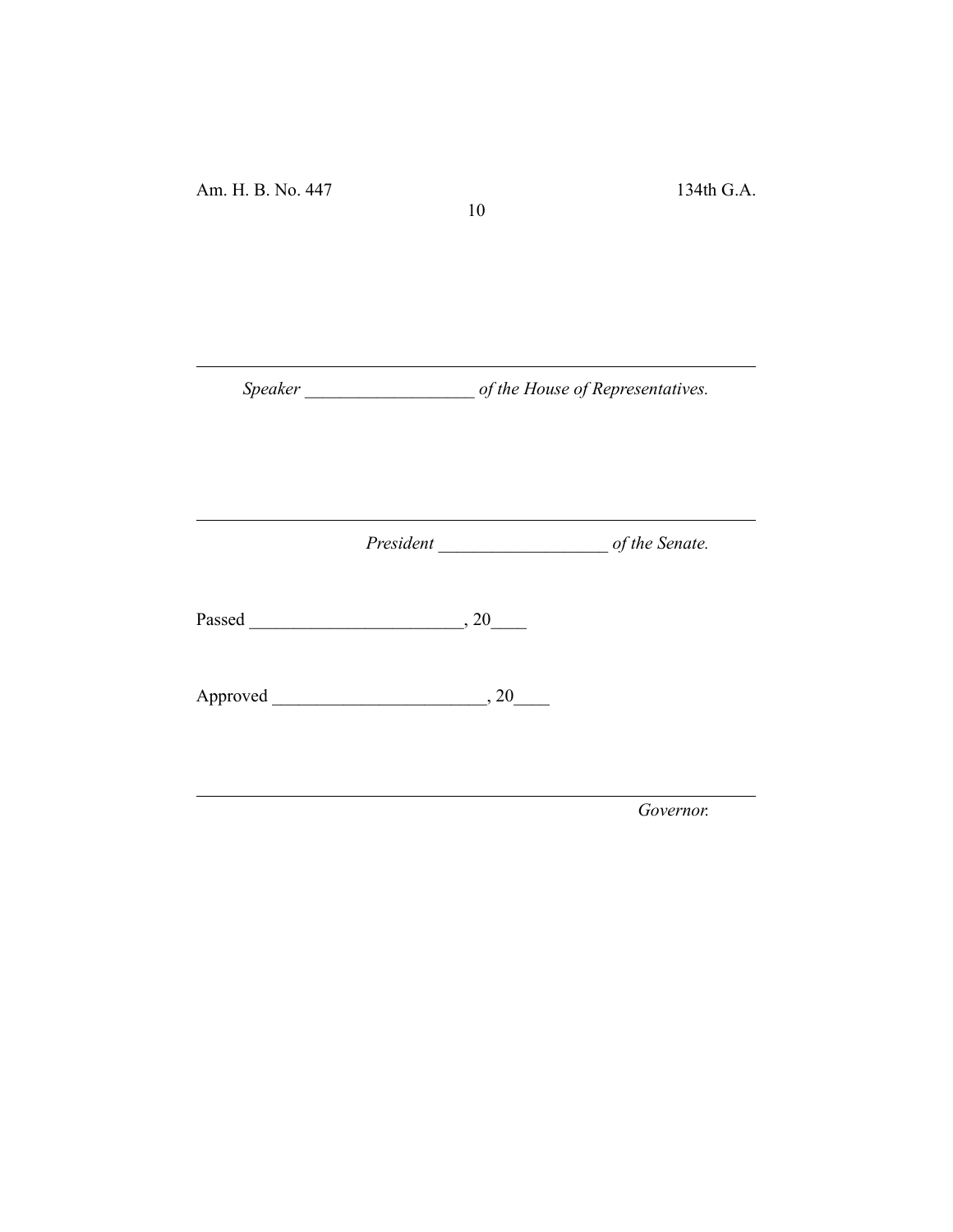---

*Speaker* ___________________ *of the House of Representatives.*

---

*President* ___________________ *of the Senate.*

Passed ________________________, 20____

Approved ________________________, 20____

---

*Governor.*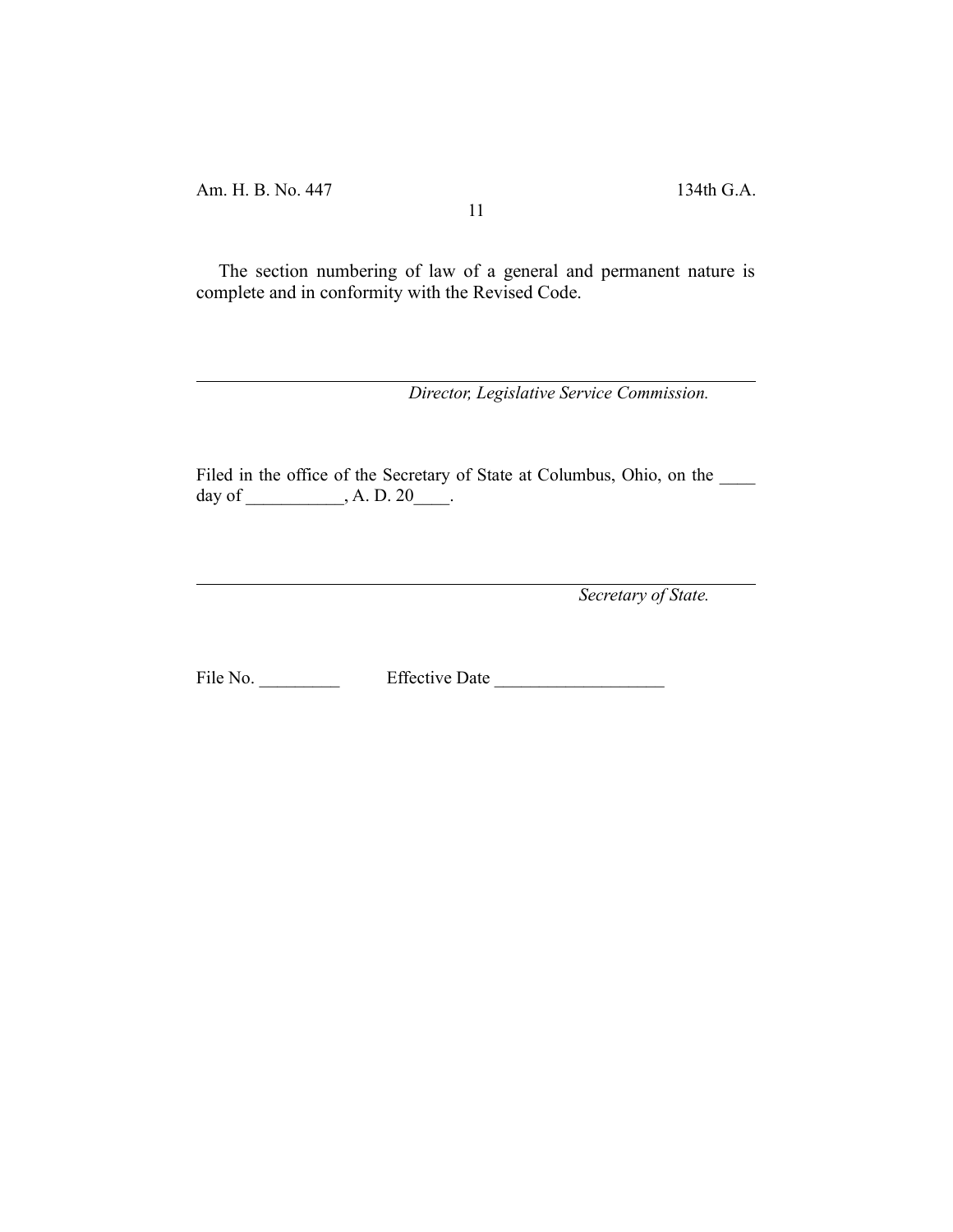The section numbering of law of a general and permanent nature is complete and in conformity with the Revised Code.

______________________________________________________

*Director, Legislative Service Commission.*

Filed in the office of the Secretary of State at Columbus, Ohio, on the ____ day of ___________, A. D. 20____.

______________________________________________________

*Secretary of State.*

File No. _________ Effective Date ___________________